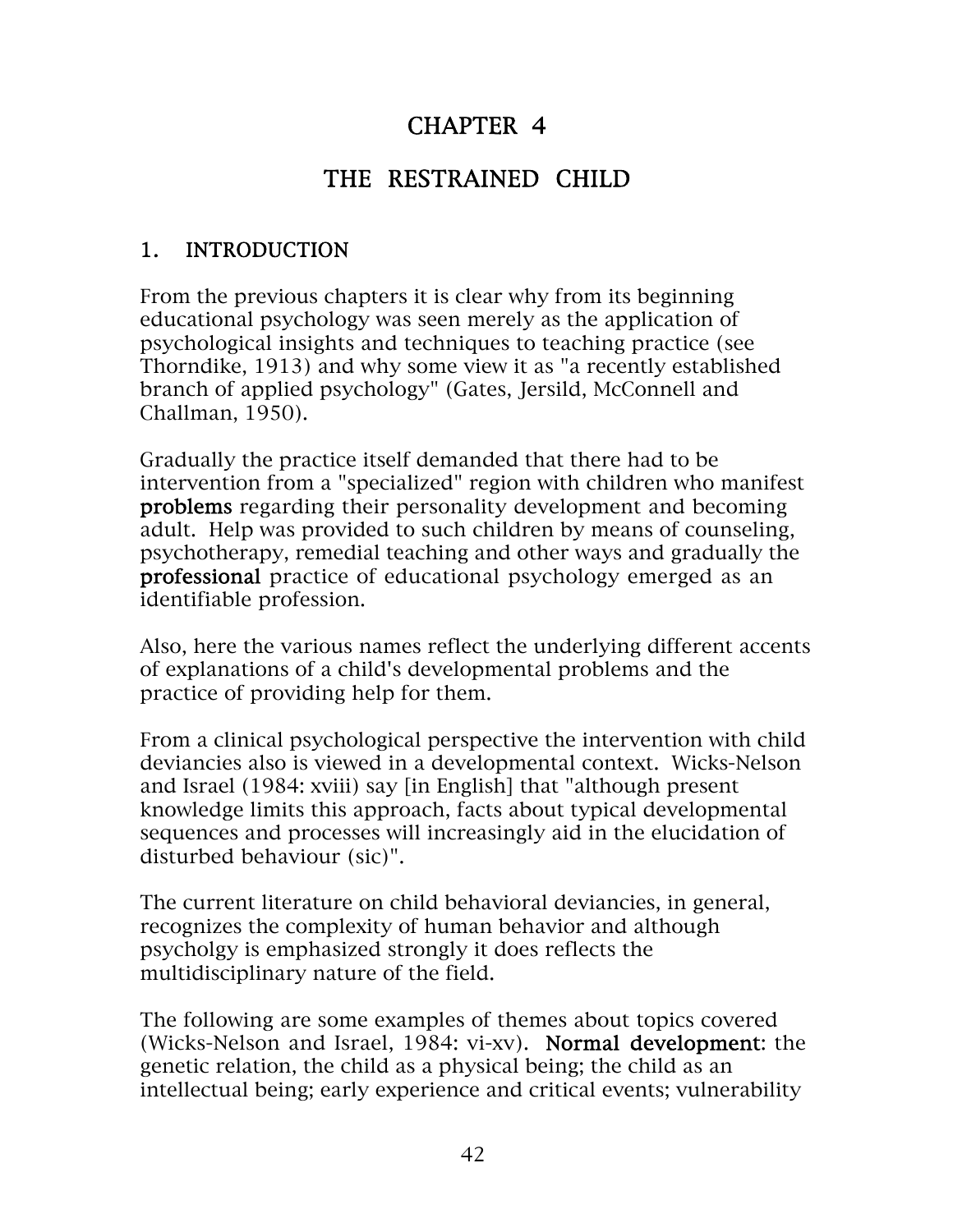# CHAPTER 4

# THE RESTRAINED CHILD

## 1. INTRODUCTION

From the previous chapters it is clear why from its beginning educational psychology was seen merely as the application of psychological insights and techniques to teaching practice (see Thorndike, 1913) and why some view it as "a recently established branch of applied psychology" (Gates, Jersild, McConnell and Challman, 1950).

Gradually the practice itself demanded that there had to be intervention from a "specialized" region with children who manifest **problems** regarding their personality development and becoming adult. Help was provided to such children by means of counseling, psychotherapy, remedial teaching and other ways and gradually the **professional** practice of educational psychology emerged as an identifiable profession.

Also, here the various names reflect the underlying different accents of explanations of a child's developmental problems and the practice of providing help for them.

From a clinical psychological perspective the intervention with child deviancies also is viewed in a developmental context. Wicks-Nelson and Israel (1984: xviii) say [in English] that "although present knowledge limits this approach, facts about typical developmental sequences and processes will increasingly aid in the elucidation of disturbed behaviour (sic)".

The current literature on child behavioral deviancies, in general, recognizes the complexity of human behavior and although psycholgy is emphasized strongly it does reflects the multidisciplinary nature of the field.

The following are some examples of themes about topics covered (Wicks-Nelson and Israel, 1984: vi-xv). **Normal development**: the genetic relation, the child as a physical being; the child as an intellectual being; early experience and critical events; vulnerability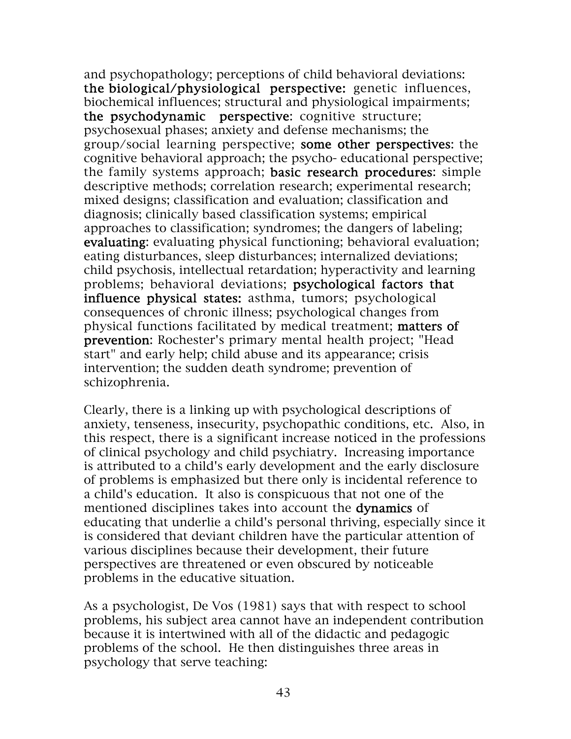and psychopathology; perceptions of child behavioral deviations: **the biological/physiological perspective:** genetic influences, biochemical influences; structural and physiological impairments; **the psychodynamic perspective**: cognitive structure; psychosexual phases; anxiety and defense mechanisms; the group/social learning perspective; **some other perspectives**: the cognitive behavioral approach; the psycho- educational perspective; the family systems approach; **basic research procedures**: simple descriptive methods; correlation research; experimental research; mixed designs; classification and evaluation; classification and diagnosis; clinically based classification systems; empirical approaches to classification; syndromes; the dangers of labeling; **evaluating**: evaluating physical functioning; behavioral evaluation; eating disturbances, sleep disturbances; internalized deviations; child psychosis, intellectual retardation; hyperactivity and learning problems; behavioral deviations; **psychological factors that influence physical states:** asthma, tumors; psychological consequences of chronic illness; psychological changes from physical functions facilitated by medical treatment; **matters of prevention**: Rochester's primary mental health project; "Head start" and early help; child abuse and its appearance; crisis intervention; the sudden death syndrome; prevention of schizophrenia.

Clearly, there is a linking up with psychological descriptions of anxiety, tenseness, insecurity, psychopathic conditions, etc. Also, in this respect, there is a significant increase noticed in the professions of clinical psychology and child psychiatry. Increasing importance is attributed to a child's early development and the early disclosure of problems is emphasized but there only is incidental reference to a child's education. It also is conspicuous that not one of the mentioned disciplines takes into account the **dynamics** of educating that underlie a child's personal thriving, especially since it is considered that deviant children have the particular attention of various disciplines because their development, their future perspectives are threatened or even obscured by noticeable problems in the educative situation.

As a psychologist, De Vos (1981) says that with respect to school problems, his subject area cannot have an independent contribution because it is intertwined with all of the didactic and pedagogic problems of the school. He then distinguishes three areas in psychology that serve teaching: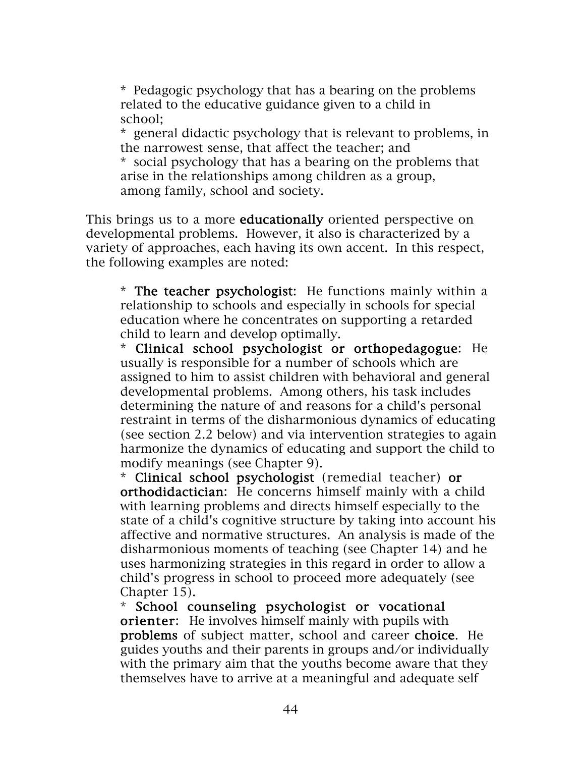* Pedagogic psychology that has a bearing on the problems related to the educative guidance given to a child in school;
* general didactic psychology that is relevant to problems, in the narrowest sense, that affect the teacher; and
* social psychology that has a bearing on the problems that arise in the relationships among children as a group, among family, school and society.

This brings us to a more **educationally** oriented perspective on developmental problems. However, it also is characterized by a variety of approaches, each having its own accent. In this respect, the following examples are noted:

* **The teacher psychologist**: He functions mainly within a relationship to schools and especially in schools for special education where he concentrates on supporting a retarded child to learn and develop optimally.
* **Clinical school psychologist or orthopedagogue**: He usually is responsible for a number of schools which are assigned to him to assist children with behavioral and general developmental problems. Among others, his task includes determining the nature of and reasons for a child's personal restraint in terms of the disharmonious dynamics of educating (see section 2.2 below) and via intervention strategies to again harmonize the dynamics of educating and support the child to modify meanings (see Chapter 9).
* **Clinical school psychologist** (remedial teacher) **or orthodidactician**: He concerns himself mainly with a child with learning problems and directs himself especially to the state of a child's cognitive structure by taking into account his affective and normative structures. An analysis is made of the disharmonious moments of teaching (see Chapter 14) and he uses harmonizing strategies in this regard in order to allow a child's progress in school to proceed more adequately (see Chapter 15).
* **School counseling psychologist or vocational orienter**: He involves himself mainly with pupils with **problems** of subject matter, school and career **choice**. He guides youths and their parents in groups and/or individually with the primary aim that the youths become aware that they themselves have to arrive at a meaningful and adequate self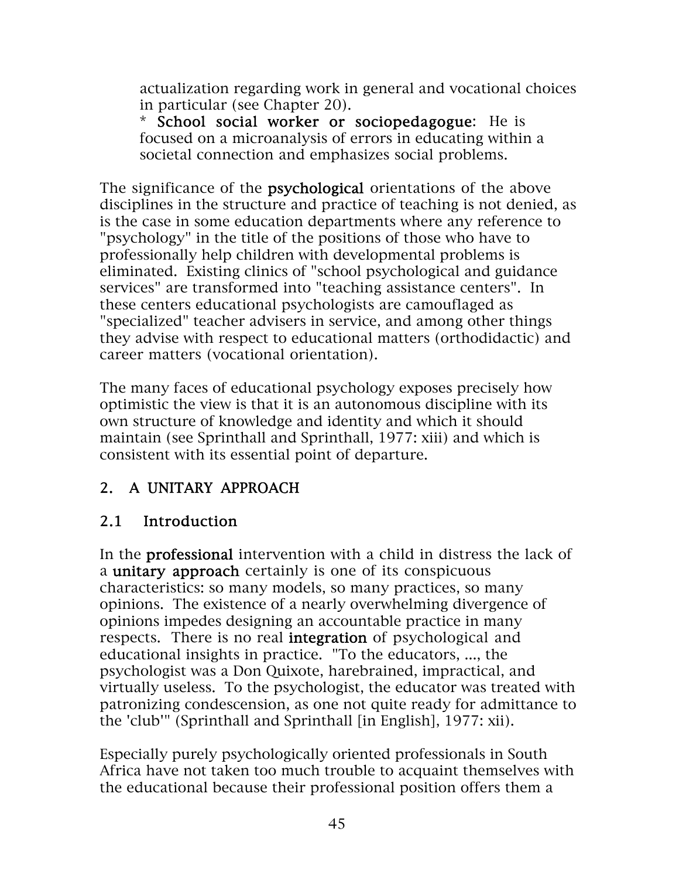actualization regarding work in general and vocational choices in particular (see Chapter 20).

* **School social worker or sociopedagogue**: He is focused on a microanalysis of errors in educating within a societal connection and emphasizes social problems.

The significance of the **psychological** orientations of the above disciplines in the structure and practice of teaching is not denied, as is the case in some education departments where any reference to "psychology" in the title of the positions of those who have to professionally help children with developmental problems is eliminated. Existing clinics of "school psychological and guidance services" are transformed into "teaching assistance centers". In these centers educational psychologists are camouflaged as "specialized" teacher advisers in service, and among other things they advise with respect to educational matters (orthodidactic) and career matters (vocational orientation).

The many faces of educational psychology exposes precisely how optimistic the view is that it is an autonomous discipline with its own structure of knowledge and identity and which it should maintain (see Sprinthall and Sprinthall, 1977: xiii) and which is consistent with its essential point of departure.

## 2. A UNITARY APPROACH

### 2.1 Introduction

In the **professional** intervention with a child in distress the lack of a **unitary approach** certainly is one of its conspicuous characteristics: so many models, so many practices, so many opinions. The existence of a nearly overwhelming divergence of opinions impedes designing an accountable practice in many respects. There is no real **integration** of psychological and educational insights in practice. "To the educators, ..., the psychologist was a Don Quixote, harebrained, impractical, and virtually useless. To the psychologist, the educator was treated with patronizing condescension, as one not quite ready for admittance to the 'club'" (Sprinthall and Sprinthall [in English], 1977: xii).

Especially purely psychologically oriented professionals in South Africa have not taken too much trouble to acquaint themselves with the educational because their professional position offers them a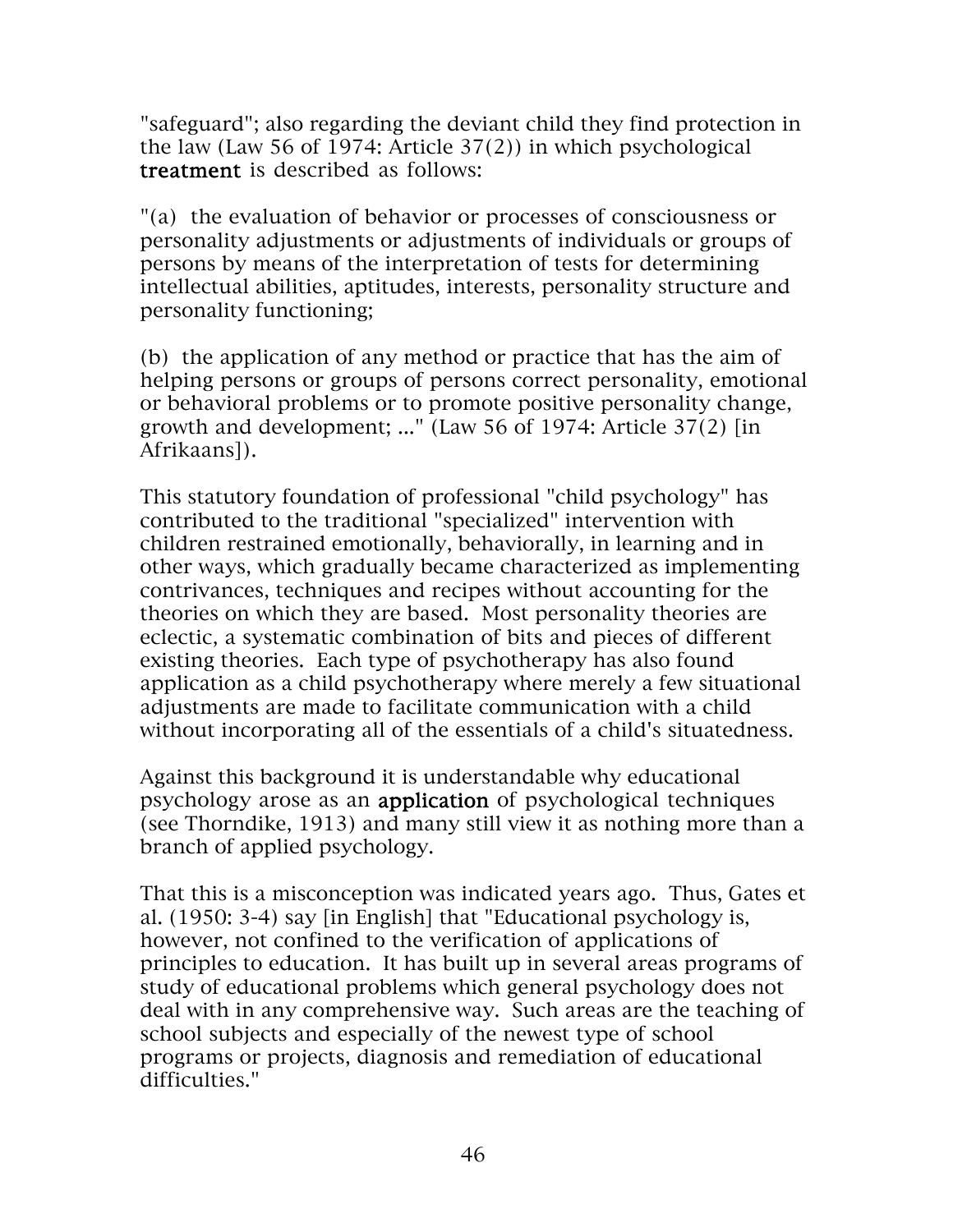"safeguard"; also regarding the deviant child they find protection in the law (Law 56 of 1974: Article 37(2)) in which psychological **treatment** is described as follows:

"(a) the evaluation of behavior or processes of consciousness or personality adjustments or adjustments of individuals or groups of persons by means of the interpretation of tests for determining intellectual abilities, aptitudes, interests, personality structure and personality functioning;

(b) the application of any method or practice that has the aim of helping persons or groups of persons correct personality, emotional or behavioral problems or to promote positive personality change, growth and development; ..." (Law 56 of 1974: Article 37(2) [in Afrikaans]).

This statutory foundation of professional "child psychology" has contributed to the traditional "specialized" intervention with children restrained emotionally, behaviorally, in learning and in other ways, which gradually became characterized as implementing contrivances, techniques and recipes without accounting for the theories on which they are based. Most personality theories are eclectic, a systematic combination of bits and pieces of different existing theories. Each type of psychotherapy has also found application as a child psychotherapy where merely a few situational adjustments are made to facilitate communication with a child without incorporating all of the essentials of a child's situatedness.

Against this background it is understandable why educational psychology arose as an **application** of psychological techniques (see Thorndike, 1913) and many still view it as nothing more than a branch of applied psychology.

That this is a misconception was indicated years ago. Thus, Gates et al. (1950: 3-4) say [in English] that "Educational psychology is, however, not confined to the verification of applications of principles to education. It has built up in several areas programs of study of educational problems which general psychology does not deal with in any comprehensive way. Such areas are the teaching of school subjects and especially of the newest type of school programs or projects, diagnosis and remediation of educational difficulties."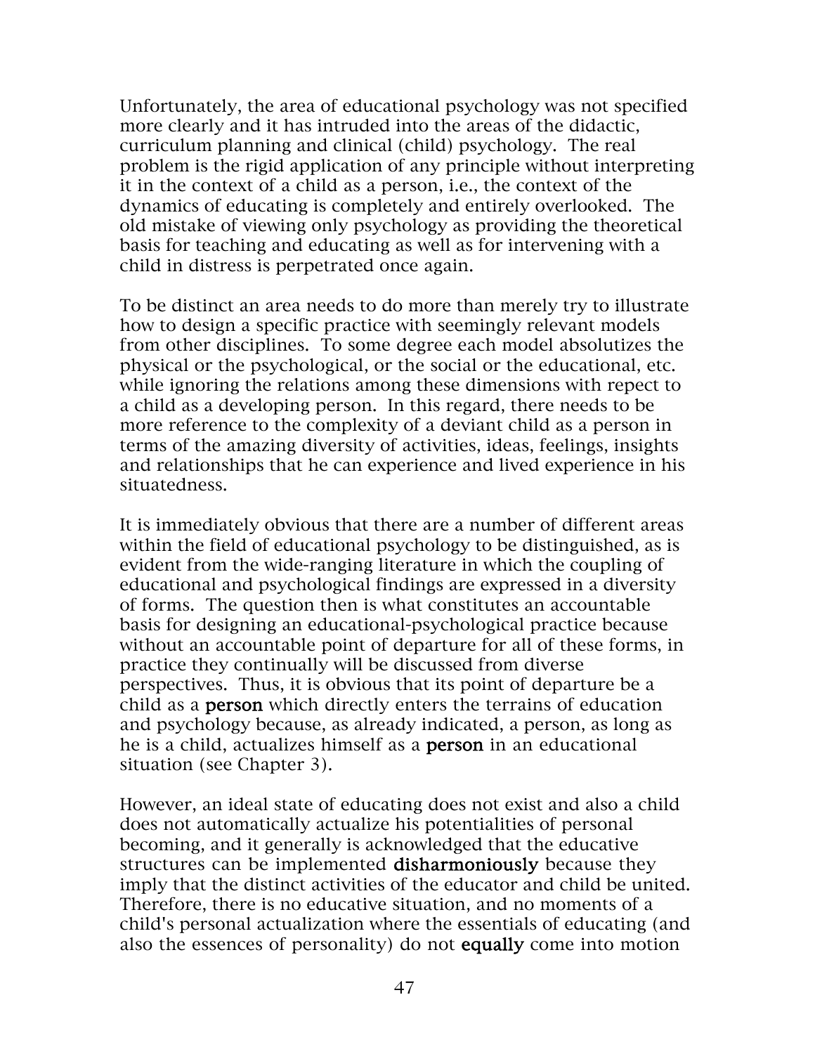Unfortunately, the area of educational psychology was not specified more clearly and it has intruded into the areas of the didactic, curriculum planning and clinical (child) psychology. The real problem is the rigid application of any principle without interpreting it in the context of a child as a person, i.e., the context of the dynamics of educating is completely and entirely overlooked. The old mistake of viewing only psychology as providing the theoretical basis for teaching and educating as well as for intervening with a child in distress is perpetrated once again.

To be distinct an area needs to do more than merely try to illustrate how to design a specific practice with seemingly relevant models from other disciplines. To some degree each model absolutizes the physical or the psychological, or the social or the educational, etc. while ignoring the relations among these dimensions with repect to a child as a developing person. In this regard, there needs to be more reference to the complexity of a deviant child as a person in terms of the amazing diversity of activities, ideas, feelings, insights and relationships that he can experience and lived experience in his situatedness.

It is immediately obvious that there are a number of different areas within the field of educational psychology to be distinguished, as is evident from the wide-ranging literature in which the coupling of educational and psychological findings are expressed in a diversity of forms. The question then is what constitutes an accountable basis for designing an educational-psychological practice because without an accountable point of departure for all of these forms, in practice they continually will be discussed from diverse perspectives. Thus, it is obvious that its point of departure be a child as a **person** which directly enters the terrains of education and psychology because, as already indicated, a person, as long as he is a child, actualizes himself as a **person** in an educational situation (see Chapter 3).

However, an ideal state of educating does not exist and also a child does not automatically actualize his potentialities of personal becoming, and it generally is acknowledged that the educative structures can be implemented **disharmoniously** because they imply that the distinct activities of the educator and child be united. Therefore, there is no educative situation, and no moments of a child's personal actualization where the essentials of educating (and also the essences of personality) do not **equally** come into motion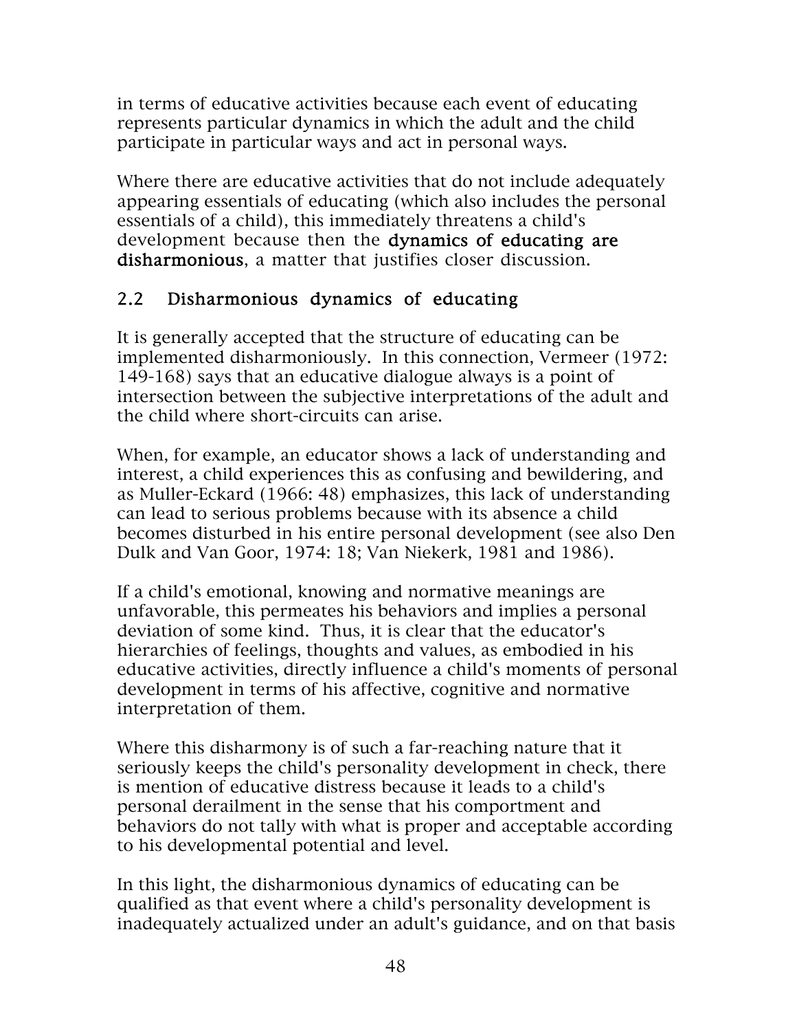in terms of educative activities because each event of educating represents particular dynamics in which the adult and the child participate in particular ways and act in personal ways.

Where there are educative activities that do not include adequately appearing essentials of educating (which also includes the personal essentials of a child), this immediately threatens a child's development because then the **dynamics of educating are disharmonious**, a matter that justifies closer discussion.

## 2.2 Disharmonious dynamics of educating

It is generally accepted that the structure of educating can be implemented disharmoniously. In this connection, Vermeer (1972: 149-168) says that an educative dialogue always is a point of intersection between the subjective interpretations of the adult and the child where short-circuits can arise.

When, for example, an educator shows a lack of understanding and interest, a child experiences this as confusing and bewildering, and as Muller-Eckard (1966: 48) emphasizes, this lack of understanding can lead to serious problems because with its absence a child becomes disturbed in his entire personal development (see also Den Dulk and Van Goor, 1974: 18; Van Niekerk, 1981 and 1986).

If a child's emotional, knowing and normative meanings are unfavorable, this permeates his behaviors and implies a personal deviation of some kind. Thus, it is clear that the educator's hierarchies of feelings, thoughts and values, as embodied in his educative activities, directly influence a child's moments of personal development in terms of his affective, cognitive and normative interpretation of them.

Where this disharmony is of such a far-reaching nature that it seriously keeps the child's personality development in check, there is mention of educative distress because it leads to a child's personal derailment in the sense that his comportment and behaviors do not tally with what is proper and acceptable according to his developmental potential and level.

In this light, the disharmonious dynamics of educating can be qualified as that event where a child's personality development is inadequately actualized under an adult's guidance, and on that basis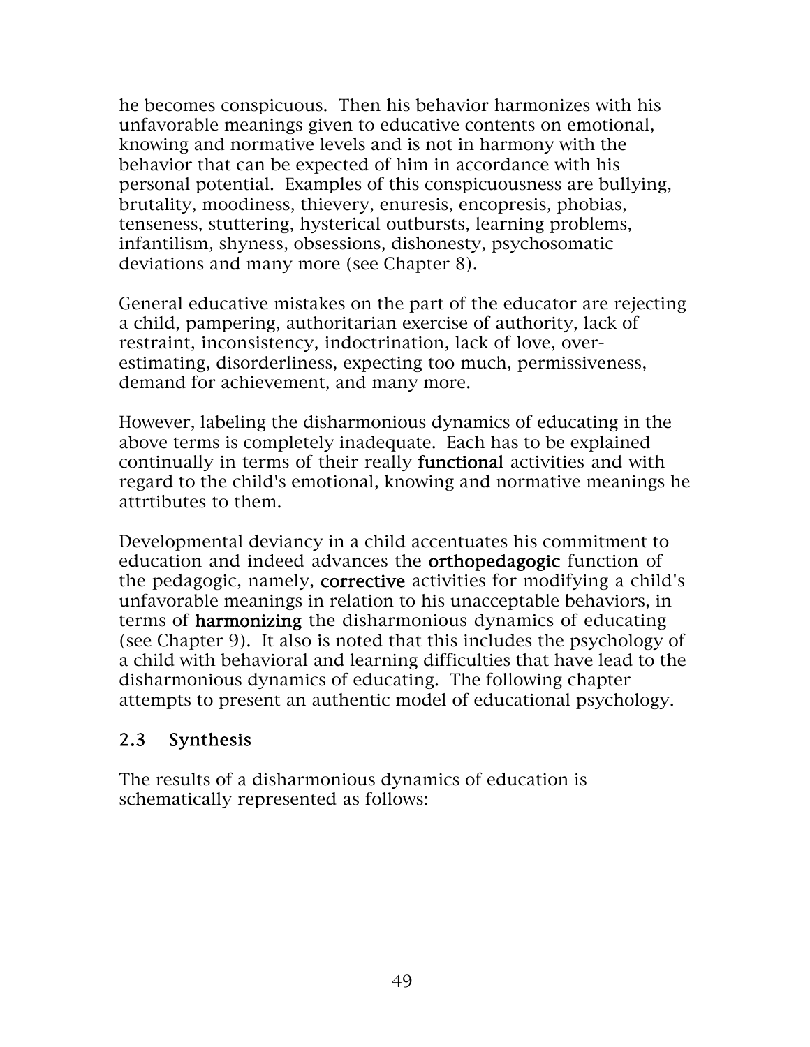he becomes conspicuous. Then his behavior harmonizes with his unfavorable meanings given to educative contents on emotional, knowing and normative levels and is not in harmony with the behavior that can be expected of him in accordance with his personal potential. Examples of this conspicuousness are bullying, brutality, moodiness, thievery, enuresis, encopresis, phobias, tenseness, stuttering, hysterical outbursts, learning problems, infantilism, shyness, obsessions, dishonesty, psychosomatic deviations and many more (see Chapter 8).

General educative mistakes on the part of the educator are rejecting a child, pampering, authoritarian exercise of authority, lack of restraint, inconsistency, indoctrination, lack of love, over-estimating, disorderliness, expecting too much, permissiveness, demand for achievement, and many more.

However, labeling the disharmonious dynamics of educating in the above terms is completely inadequate. Each has to be explained continually in terms of their really **functional** activities and with regard to the child's emotional, knowing and normative meanings he attrtibutes to them.

Developmental deviancy in a child accentuates his commitment to education and indeed advances the **orthopedagogic** function of the pedagogic, namely, **corrective** activities for modifying a child's unfavorable meanings in relation to his unacceptable behaviors, in terms of **harmonizing** the disharmonious dynamics of educating (see Chapter 9). It also is noted that this includes the psychology of a child with behavioral and learning difficulties that have lead to the disharmonious dynamics of educating. The following chapter attempts to present an authentic model of educational psychology.

## 2.3 Synthesis

The results of a disharmonious dynamics of education is schematically represented as follows: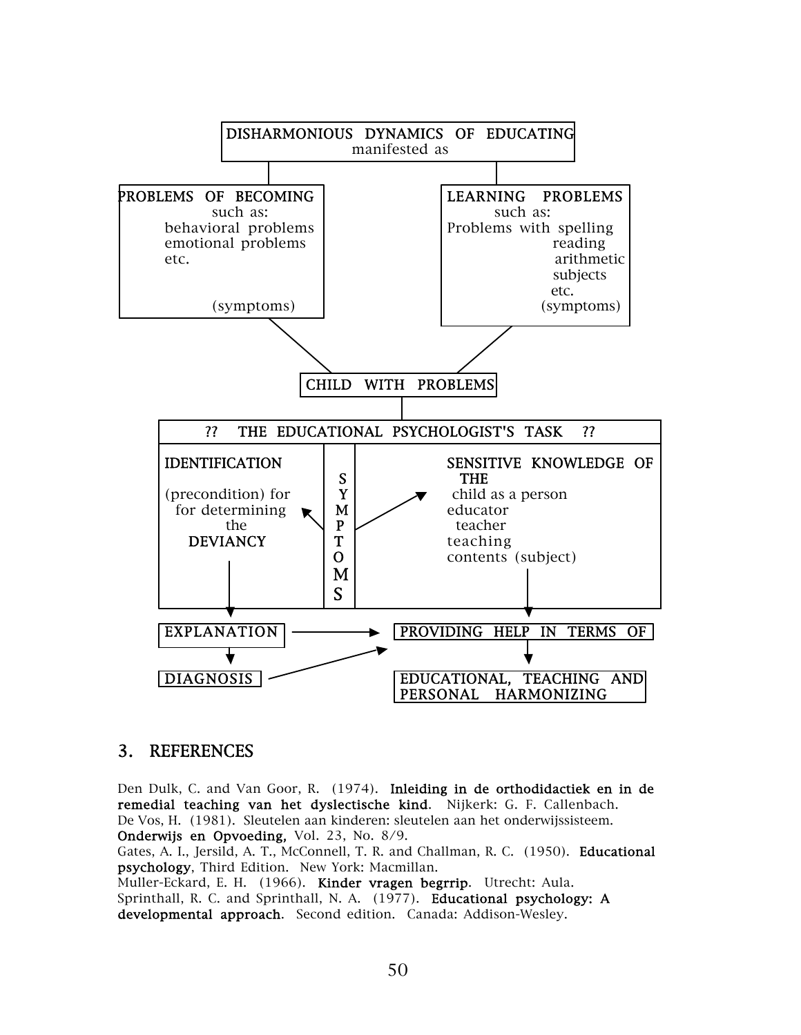DISHARMONIOUS DYNAMICS OF EDUCATING
manifested as

PROBLEMS OF BECOMING
such as:
behavioral problems
emotional problems
etc.
(symptoms)

LEARNING PROBLEMS
such as:
Problems with spelling
reading
arithmetic
subjects
etc.
(symptoms)

CHILD WITH PROBLEMS

?? THE EDUCATIONAL PSYCHOLOGIST'S TASK ??

IDENTIFICATION
(precondition) for
for determining
the
DEVIANCY

SYMPTOMS

SENSITIVE KNOWLEDGE OF THE
child as a person
educator
teacher
teaching
contents (subject)

EXPLANATION → PROVIDING HELP IN TERMS OF

DIAGNOSIS

EDUCATIONAL, TEACHING AND PERSONAL HARMONIZING

## 3. REFERENCES

Den Dulk, C. and Van Goor, R. (1974). **Inleiding in de orthodidactiek en in de remedial teaching van het dyslectische kind**. Nijkerk: G. F. Callenbach.

De Vos, H. (1981). Sleutelen aan kinderen: sleutelen aan het onderwijssisteem. **Onderwijs en Opvoeding,** Vol. 23, No. 8/9.

Gates, A. I., Jersild, A. T., McConnell, T. R. and Challman, R. C. (1950). **Educational psychology**, Third Edition. New York: Macmillan.

Muller-Eckard, E. H. (1966). **Kinder vragen begrrip**. Utrecht: Aula.

Sprinthall, R. C. and Sprinthall, N. A. (1977). **Educational psychology: A developmental approach**. Second edition. Canada: Addison-Wesley.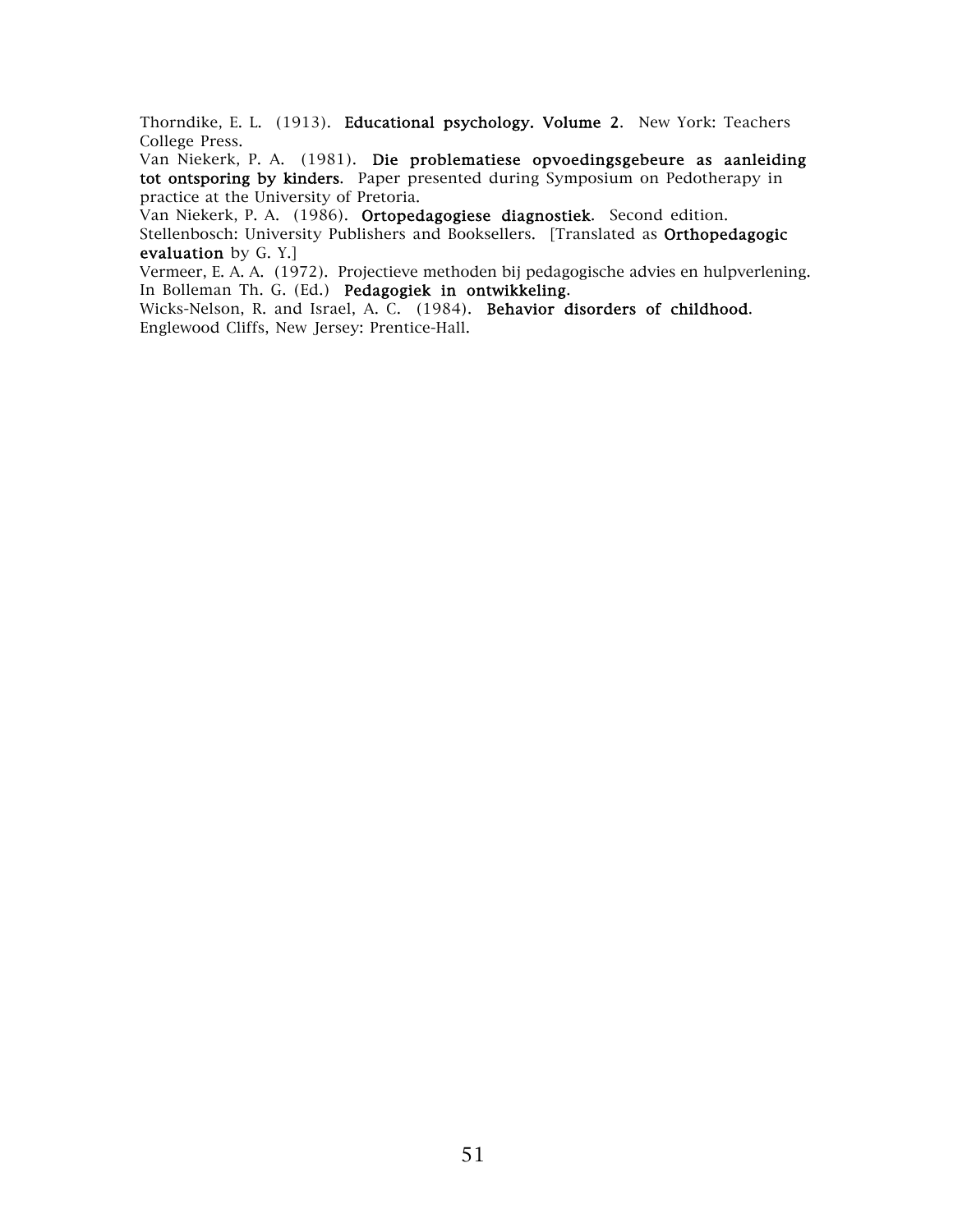Thorndike, E. L. (1913). **Educational psychology. Volume 2**. New York: Teachers College Press.

Van Niekerk, P. A. (1981). **Die problematiese opvoedingsgebeure as aanleiding tot ontsporing by kinders**. Paper presented during Symposium on Pedotherapy in practice at the University of Pretoria.

Van Niekerk, P. A. (1986). **Ortopedagogiese diagnostiek**. Second edition. Stellenbosch: University Publishers and Booksellers. [Translated as **Orthopedagogic evaluation** by G. Y.]

Vermeer, E. A. A. (1972). Projectieve methoden bij pedagogische advies en hulpverlening. In Bolleman Th. G. (Ed.) **Pedagogiek in ontwikkeling**.

Wicks-Nelson, R. and Israel, A. C. (1984). **Behavior disorders of childhood**. Englewood Cliffs, New Jersey: Prentice-Hall.